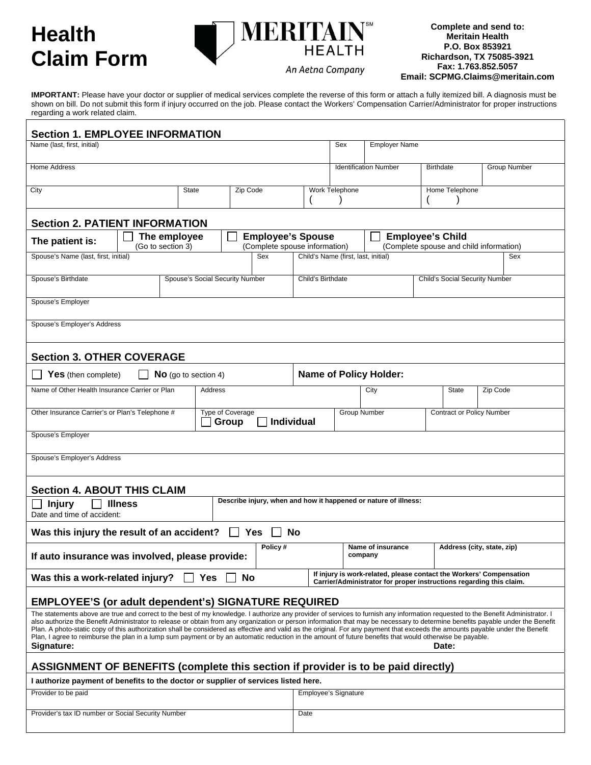# Health Claim Form

MERITAIN℠ HEALTH
An Aetna Company

**Complete and send to:**
**Meritain Health**
**P.O. Box 853921**
**Richardson, TX 75085-3921**
**Fax: 1.763.852.5057**
**Email: SCPMG.Claims@meritain.com**

**IMPORTANT:** Please have your doctor or supplier of medical services complete the reverse of this form or attach a fully itemized bill. A diagnosis must be shown on bill. Do not submit this form if injury occurred on the job. Please contact the Workers' Compensation Carrier/Administrator for proper instructions regarding a work related claim.

## Section 1. EMPLOYEE INFORMATION

| Name (last, first, initial) | | | Sex | Employer Name | |
|---|---|---|---|---|---|
| Home Address | | | Identification Number | Birthdate | Group Number |
| City | State | Zip Code | Work Telephone ( ) | Home Telephone ( ) | |

## Section 2. PATIENT INFORMATION

**The patient is:** ☐ **The employee** (Go to section 3) ☐ **Employee's Spouse** (Complete spouse information) ☐ **Employee's Child** (Complete spouse and child information)

| Spouse's Name (last, first, initial) | | Sex | Child's Name (first, last, initial) | | Sex |
|---|---|---|---|---|---|
| Spouse's Birthdate | Spouse's Social Security Number | | Child's Birthdate | Child's Social Security Number | |
| Spouse's Employer | | | | | |
| Spouse's Employer's Address | | | | | |

## Section 3. OTHER COVERAGE

☐ **Yes** (then complete) ☐ **No** (go to section 4) **Name of Policy Holder:**

| Name of Other Health Insurance Carrier or Plan | Address | | City | State | Zip Code |
|---|---|---|---|---|---|
| Other Insurance Carrier's or Plan's Telephone # | Type of Coverage ☐ **Group** ☐ **Individual** | Group Number | Contract or Policy Number | | |
| Spouse's Employer | | | | | |
| Spouse's Employer's Address | | | | | |

## Section 4. ABOUT THIS CLAIM

| ☐ **Injury** ☐ **Illness** Date and time of accident: | **Describe injury, when and how it happened or nature of illness:** | | |
|---|---|---|---|
| **Was this injury the result of an accident?** ☐ **Yes** ☐ **No** | | | |
| **If auto insurance was involved, please provide:** | **Policy #** | **Name of insurance company** | **Address (city, state, zip)** |
| **Was this a work-related injury?** ☐ **Yes** ☐ **No** | **If injury is work-related, please contact the Workers' Compensation Carrier/Administrator for proper instructions regarding this claim.** | | |

## EMPLOYEE'S (or adult dependent's) SIGNATURE REQUIRED

The statements above are true and correct to the best of my knowledge. I authorize any provider of services to furnish any information requested to the Benefit Administrator. I also authorize the Benefit Administrator to release or obtain from any organization or person information that may be necessary to determine benefits payable under the Benefit Plan. A photo-static copy of this authorization shall be considered as effective and valid as the original. For any payment that exceeds the amounts payable under the Benefit Plan, I agree to reimburse the plan in a lump sum payment or by an automatic reduction in the amount of future benefits that would otherwise be payable.

**Signature:** **Date:**

## ASSIGNMENT OF BENEFITS (complete this section if provider is to be paid directly)

**I authorize payment of benefits to the doctor or supplier of services listed here.**

| Provider to be paid | Employee's Signature |
|---|---|
| Provider's tax ID number or Social Security Number | Date |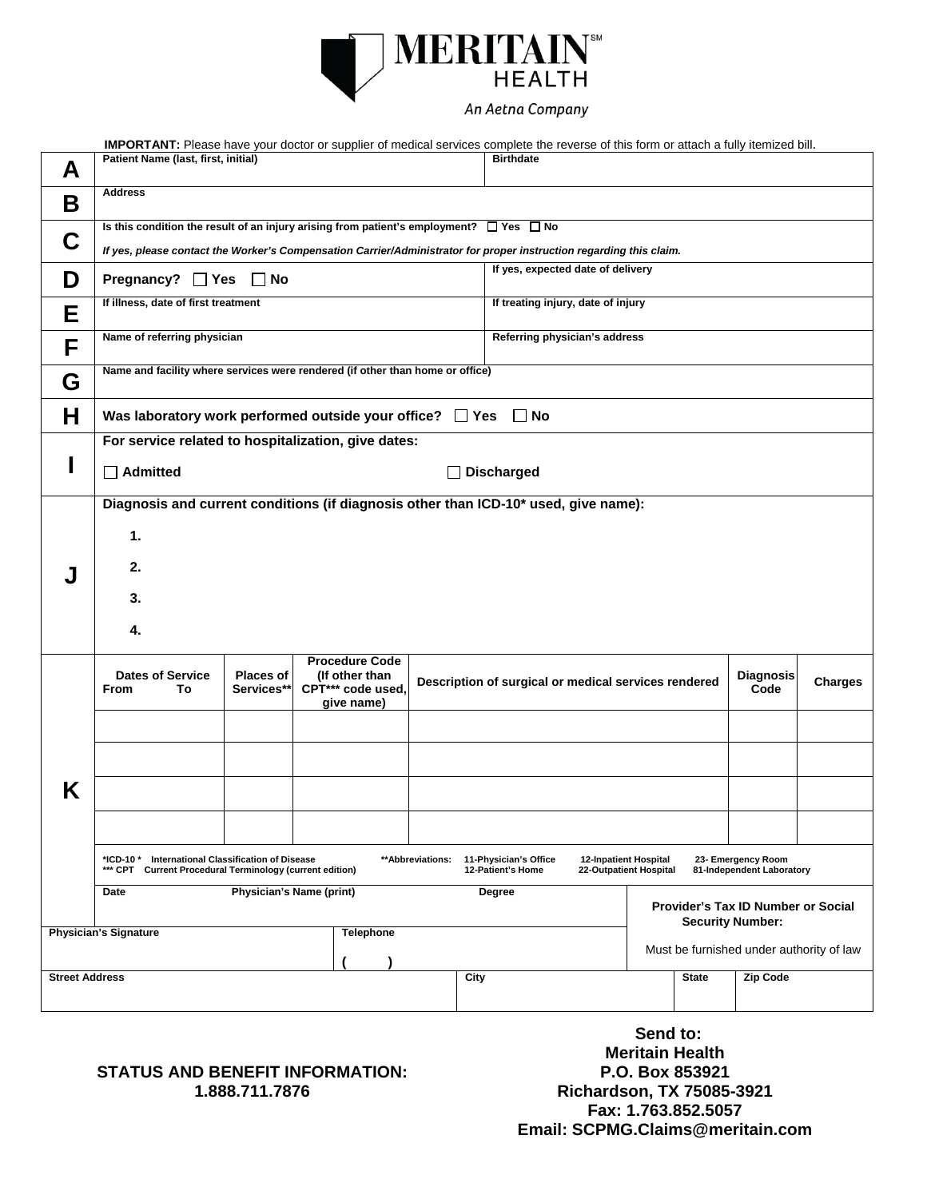MERITAIN[SM] HEALTH

An Aetna Company

**IMPORTANT:** Please have your doctor or supplier of medical services complete the reverse of this form or attach a fully itemized bill.

| | | |
|---|---|---|
| **A** | Patient Name (last, first, initial) | Birthdate |
| **B** | Address | |
| **C** | Is this condition the result of an injury arising from patient's employment? ☐ Yes ☐ No<br>*If yes, please contact the Worker's Compensation Carrier/Administrator for proper instruction regarding this claim.* | |
| **D** | Pregnancy? ☐ Yes ☐ No | If yes, expected date of delivery |
| **E** | If illness, date of first treatment | If treating injury, date of injury |
| **F** | Name of referring physician | Referring physician's address |
| **G** | Name and facility where services were rendered (if other than home or office) | |
| **H** | Was laboratory work performed outside your office? ☐ Yes ☐ No | |
| **I** | For service related to hospitalization, give dates:<br>☐ Admitted | ☐ Discharged |
| **J** | Diagnosis and current conditions (if diagnosis other than ICD-10* used, give name):<br>1.<br>2.<br>3.<br>4. | |

**K**

| Dates of Service From To | Places of Services** | Procedure Code (If other than CPT*** code used, give name) | Description of surgical or medical services rendered | Diagnosis Code | Charges |
|---|---|---|---|---|---|
| | | | | | |
| | | | | | |
| | | | | | |
| | | | | | |

*ICD-10 * International Classification of Disease
*** CPT Current Procedural Terminology (current edition)

**Abbreviations: 11-Physician's Office 12-Inpatient Hospital 23- Emergency Room 12-Patient's Home 22-Outpatient Hospital 81-Independent Laboratory

| | | | | |
|---|---|---|---|---|
| Date | Physician's Name (print) | Degree | Provider's Tax ID Number or Social Security Number:<br>Must be furnished under authority of law | |
| Physician's Signature | Telephone ( ) | | | |
| Street Address | City | State | Zip Code | |

**STATUS AND BENEFIT INFORMATION:**
**1.888.711.7876**

**Send to:**
**Meritain Health**
**P.O. Box 853921**
**Richardson, TX 75085-3921**
**Fax: 1.763.852.5057**
**Email: SCPMG.Claims@meritain.com**